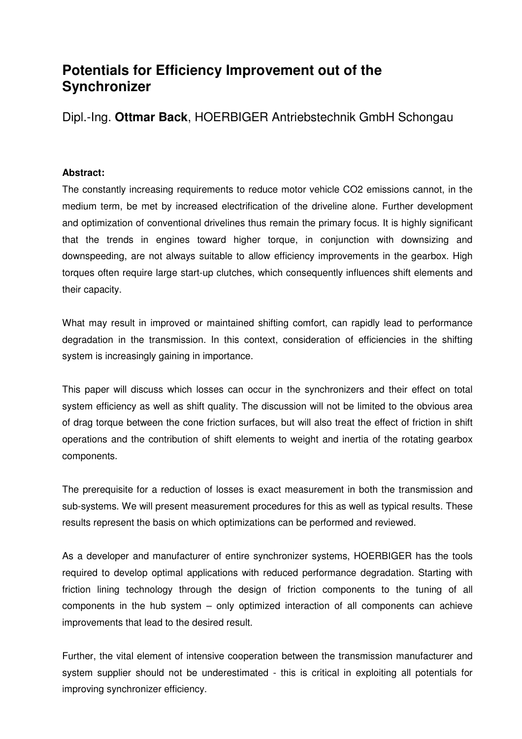# Potentials for Efficiency Improvement out of the Synchronizer

Dipl.-Ing. **Ottmar Back**, HOERBIGER Antriebstechnik GmbH Schongau

**Abstract:**

The constantly increasing requirements to reduce motor vehicle $CO_2$ emissions cannot, in the medium term, be met by increased electrification of the driveline alone. Further development and optimization of conventional drivelines thus remain the primary focus. It is highly significant that the trends in engines toward higher torque, in conjunction with downsizing and downspeeding, are not always suitable to allow efficiency improvements in the gearbox. High torques often require large start-up clutches, which consequently influences shift elements and their capacity.

What may result in improved or maintained shifting comfort, can rapidly lead to performance degradation in the transmission. In this context, consideration of efficiencies in the shifting system is increasingly gaining in importance.

This paper will discuss which losses can occur in the synchronizers and their effect on total system efficiency as well as shift quality. The discussion will not be limited to the obvious area of drag torque between the cone friction surfaces, but will also treat the effect of friction in shift operations and the contribution of shift elements to weight and inertia of the rotating gearbox components.

The prerequisite for a reduction of losses is exact measurement in both the transmission and sub-systems. We will present measurement procedures for this as well as typical results. These results represent the basis on which optimizations can be performed and reviewed.

As a developer and manufacturer of entire synchronizer systems, HOERBIGER has the tools required to develop optimal applications with reduced performance degradation. Starting with friction lining technology through the design of friction components to the tuning of all components in the hub system – only optimized interaction of all components can achieve improvements that lead to the desired result.

Further, the vital element of intensive cooperation between the transmission manufacturer and system supplier should not be underestimated - this is critical in exploiting all potentials for improving synchronizer efficiency.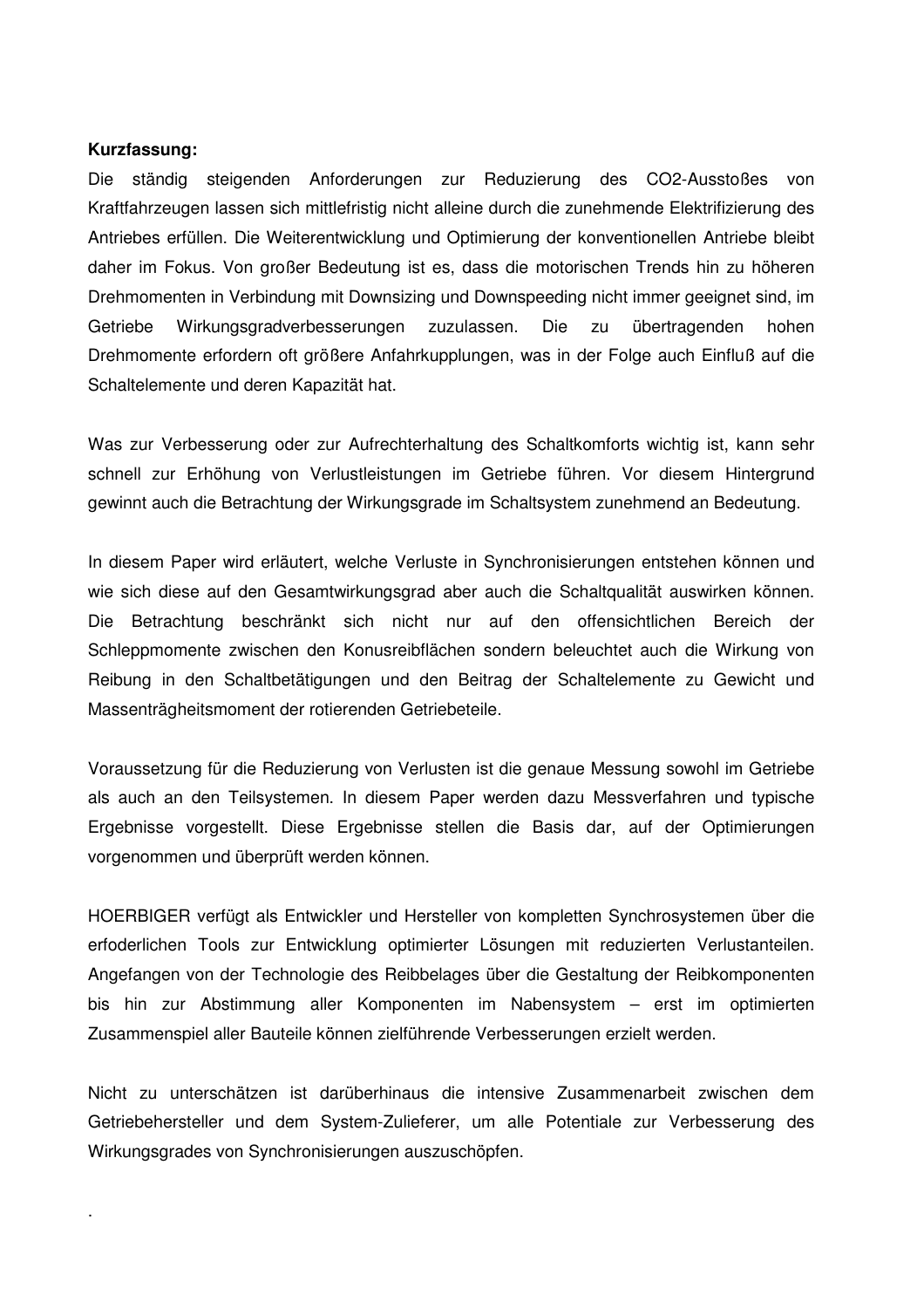**Kurzfassung:**

Die ständig steigenden Anforderungen zur Reduzierung des $CO_2$-Ausstoßes von Kraftfahrzeugen lassen sich mittlefristig nicht alleine durch die zunehmende Elektrifizierung des Antriebes erfüllen. Die Weiterentwicklung und Optimierung der konventionellen Antriebe bleibt daher im Fokus. Von großer Bedeutung ist es, dass die motorischen Trends hin zu höheren Drehmomenten in Verbindung mit Downsizing und Downspeeding nicht immer geeignet sind, im Getriebe Wirkungsgradverbesserungen zuzulassen. Die zu übertragenden hohen Drehmomente erfordern oft größere Anfahrkupplungen, was in der Folge auch Einfluß auf die Schaltelemente und deren Kapazität hat.

Was zur Verbesserung oder zur Aufrechterhaltung des Schaltkomforts wichtig ist, kann sehr schnell zur Erhöhung von Verlustleistungen im Getriebe führen. Vor diesem Hintergrund gewinnt auch die Betrachtung der Wirkungsgrade im Schaltsystem zunehmend an Bedeutung.

In diesem Paper wird erläutert, welche Verluste in Synchronisierungen entstehen können und wie sich diese auf den Gesamtwirkungsgrad aber auch die Schaltqualität auswirken können. Die Betrachtung beschränkt sich nicht nur auf den offensichtlichen Bereich der Schleppmomente zwischen den Konusreibflächen sondern beleuchtet auch die Wirkung von Reibung in den Schaltbetätigungen und den Beitrag der Schaltelemente zu Gewicht und Massenträgheitsmoment der rotierenden Getriebeteile.

Voraussetzung für die Reduzierung von Verlusten ist die genaue Messung sowohl im Getriebe als auch an den Teilsystemen. In diesem Paper werden dazu Messverfahren und typische Ergebnisse vorgestellt. Diese Ergebnisse stellen die Basis dar, auf der Optimierungen vorgenommen und überprüft werden können.

HOERBIGER verfügt als Entwickler und Hersteller von kompletten Synchrosystemen über die erfoderlichen Tools zur Entwicklung optimierter Lösungen mit reduzierten Verlustanteilen. Angefangen von der Technologie des Reibbelages über die Gestaltung der Reibkomponenten bis hin zur Abstimmung aller Komponenten im Nabensystem – erst im optimierten Zusammenspiel aller Bauteile können zielführende Verbesserungen erzielt werden.

Nicht zu unterschätzen ist darüberhinaus die intensive Zusammenarbeit zwischen dem Getriebehersteller und dem System-Zulieferer, um alle Potentiale zur Verbesserung des Wirkungsgrades von Synchronisierungen auszuschöpfen.

.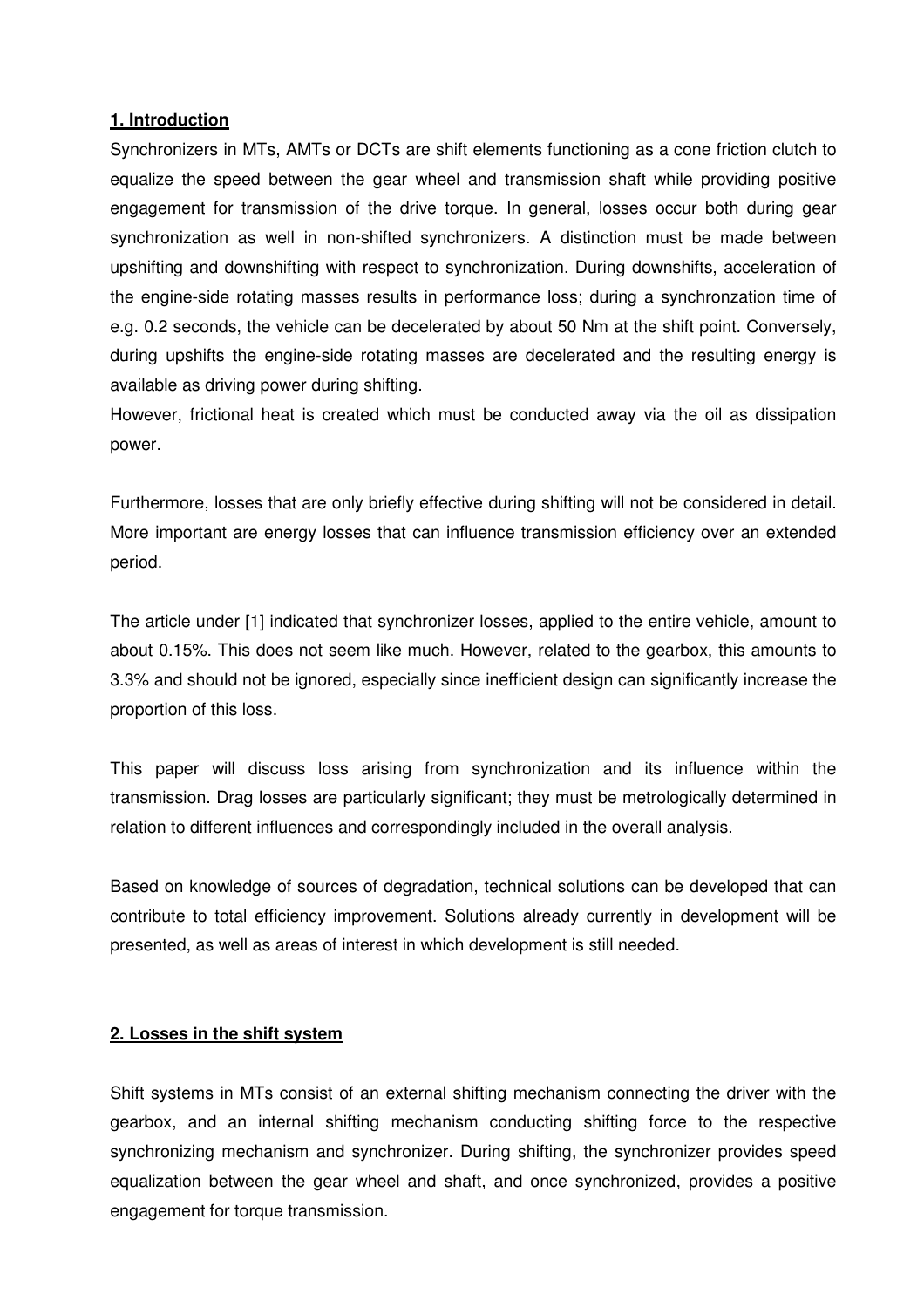## 1. Introduction

Synchronizers in MTs, AMTs or DCTs are shift elements functioning as a cone friction clutch to equalize the speed between the gear wheel and transmission shaft while providing positive engagement for transmission of the drive torque. In general, losses occur both during gear synchronization as well in non-shifted synchronizers. A distinction must be made between upshifting and downshifting with respect to synchronization. During downshifts, acceleration of the engine-side rotating masses results in performance loss; during a synchronzation time of e.g. 0.2 seconds, the vehicle can be decelerated by about 50 Nm at the shift point. Conversely, during upshifts the engine-side rotating masses are decelerated and the resulting energy is available as driving power during shifting.

However, frictional heat is created which must be conducted away via the oil as dissipation power.

Furthermore, losses that are only briefly effective during shifting will not be considered in detail. More important are energy losses that can influence transmission efficiency over an extended period.

The article under [1] indicated that synchronizer losses, applied to the entire vehicle, amount to about 0.15%. This does not seem like much. However, related to the gearbox, this amounts to 3.3% and should not be ignored, especially since inefficient design can significantly increase the proportion of this loss.

This paper will discuss loss arising from synchronization and its influence within the transmission. Drag losses are particularly significant; they must be metrologically determined in relation to different influences and correspondingly included in the overall analysis.

Based on knowledge of sources of degradation, technical solutions can be developed that can contribute to total efficiency improvement. Solutions already currently in development will be presented, as well as areas of interest in which development is still needed.

## 2. Losses in the shift system

Shift systems in MTs consist of an external shifting mechanism connecting the driver with the gearbox, and an internal shifting mechanism conducting shifting force to the respective synchronizing mechanism and synchronizer. During shifting, the synchronizer provides speed equalization between the gear wheel and shaft, and once synchronized, provides a positive engagement for torque transmission.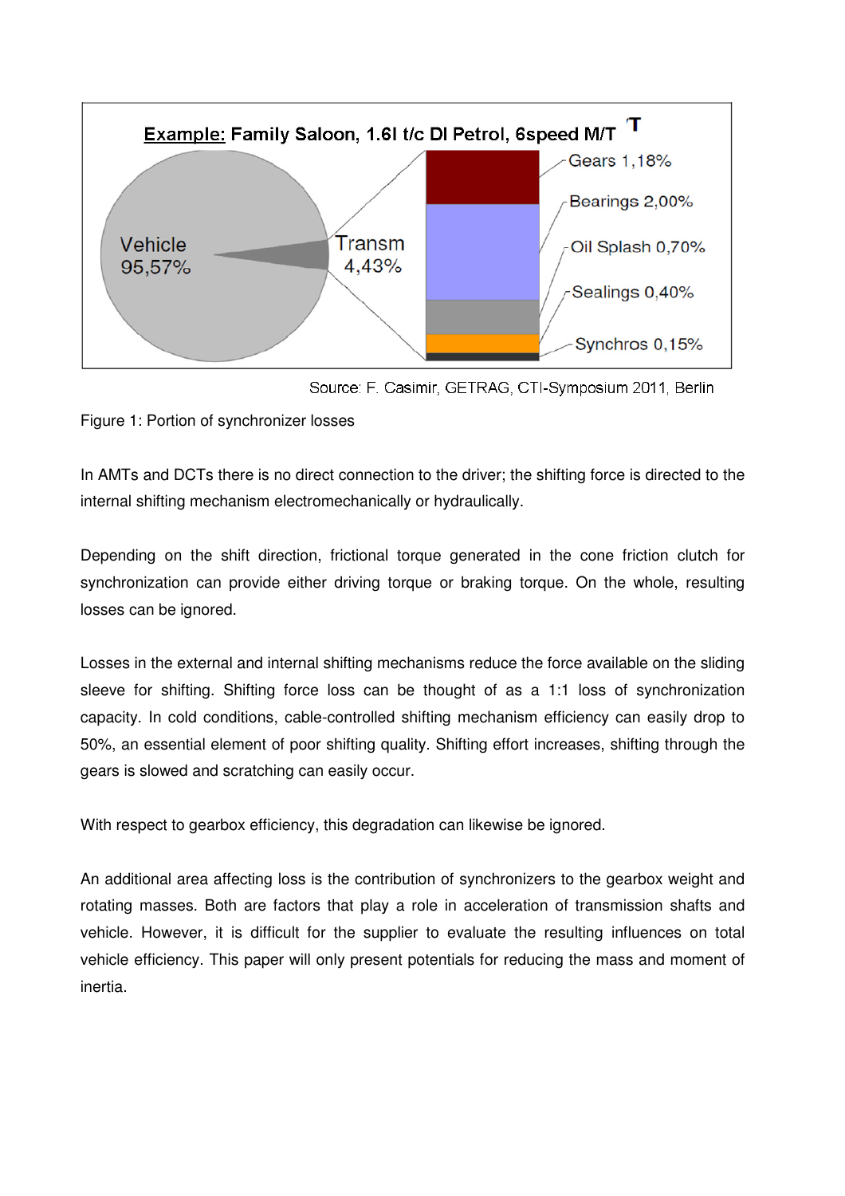Example: Family Saloon, 1.6l t/c DI Petrol, 6speed M/T

Vehicle 95,57%

Transm 4,43%

Gears 1,18%

Bearings 2,00%

Oil Splash 0,70%

Sealings 0,40%

Synchros 0,15%

Source: F. Casimir, GETRAG, CTI-Symposium 2011, Berlin

Figure 1: Portion of synchronizer losses

In AMTs and DCTs there is no direct connection to the driver; the shifting force is directed to the internal shifting mechanism electromechanically or hydraulically.

Depending on the shift direction, frictional torque generated in the cone friction clutch for synchronization can provide either driving torque or braking torque. On the whole, resulting losses can be ignored.

Losses in the external and internal shifting mechanisms reduce the force available on the sliding sleeve for shifting. Shifting force loss can be thought of as a 1:1 loss of synchronization capacity. In cold conditions, cable-controlled shifting mechanism efficiency can easily drop to 50%, an essential element of poor shifting quality. Shifting effort increases, shifting through the gears is slowed and scratching can easily occur.

With respect to gearbox efficiency, this degradation can likewise be ignored.

An additional area affecting loss is the contribution of synchronizers to the gearbox weight and rotating masses. Both are factors that play a role in acceleration of transmission shafts and vehicle. However, it is difficult for the supplier to evaluate the resulting influences on total vehicle efficiency. This paper will only present potentials for reducing the mass and moment of inertia.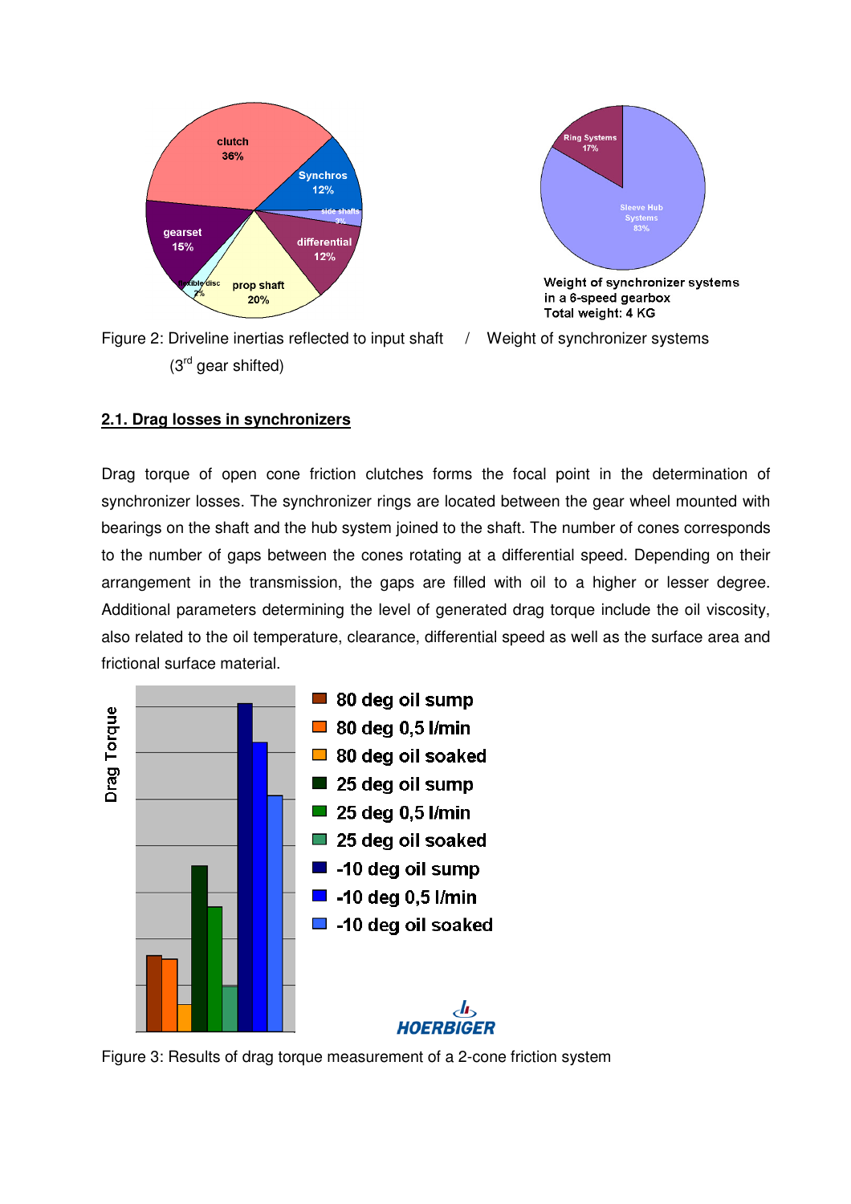Figure 2: Driveline inertias reflected to input shaft (3rd gear shifted) / Weight of synchronizer systems

## 2.1. Drag losses in synchronizers

Drag torque of open cone friction clutches forms the focal point in the determination of synchronizer losses. The synchronizer rings are located between the gear wheel mounted with bearings on the shaft and the hub system joined to the shaft. The number of cones corresponds to the number of gaps between the cones rotating at a differential speed. Depending on their arrangement in the transmission, the gaps are filled with oil to a higher or lesser degree. Additional parameters determining the level of generated drag torque include the oil viscosity, also related to the oil temperature, clearance, differential speed as well as the surface area and frictional surface material.

Figure 3: Results of drag torque measurement of a 2-cone friction system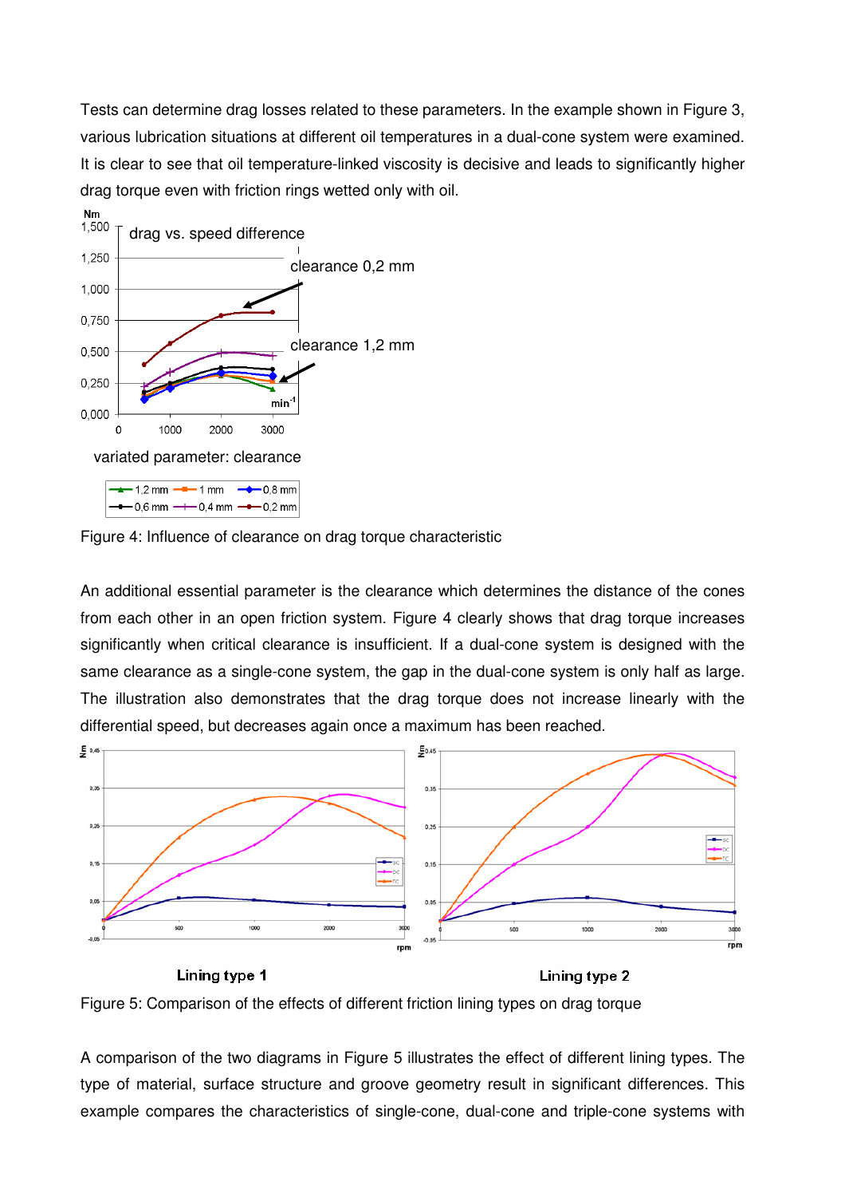Tests can determine drag losses related to these parameters. In the example shown in Figure 3, various lubrication situations at different oil temperatures in a dual-cone system were examined. It is clear to see that oil temperature-linked viscosity is decisive and leads to significantly higher drag torque even with friction rings wetted only with oil.

Figure 4: Influence of clearance on drag torque characteristic

An additional essential parameter is the clearance which determines the distance of the cones from each other in an open friction system. Figure 4 clearly shows that drag torque increases significantly when critical clearance is insufficient. If a dual-cone system is designed with the same clearance as a single-cone system, the gap in the dual-cone system is only half as large. The illustration also demonstrates that the drag torque does not increase linearly with the differential speed, but decreases again once a maximum has been reached.

Figure 5: Comparison of the effects of different friction lining types on drag torque

A comparison of the two diagrams in Figure 5 illustrates the effect of different lining types. The type of material, surface structure and groove geometry result in significant differences. This example compares the characteristics of single-cone, dual-cone and triple-cone systems with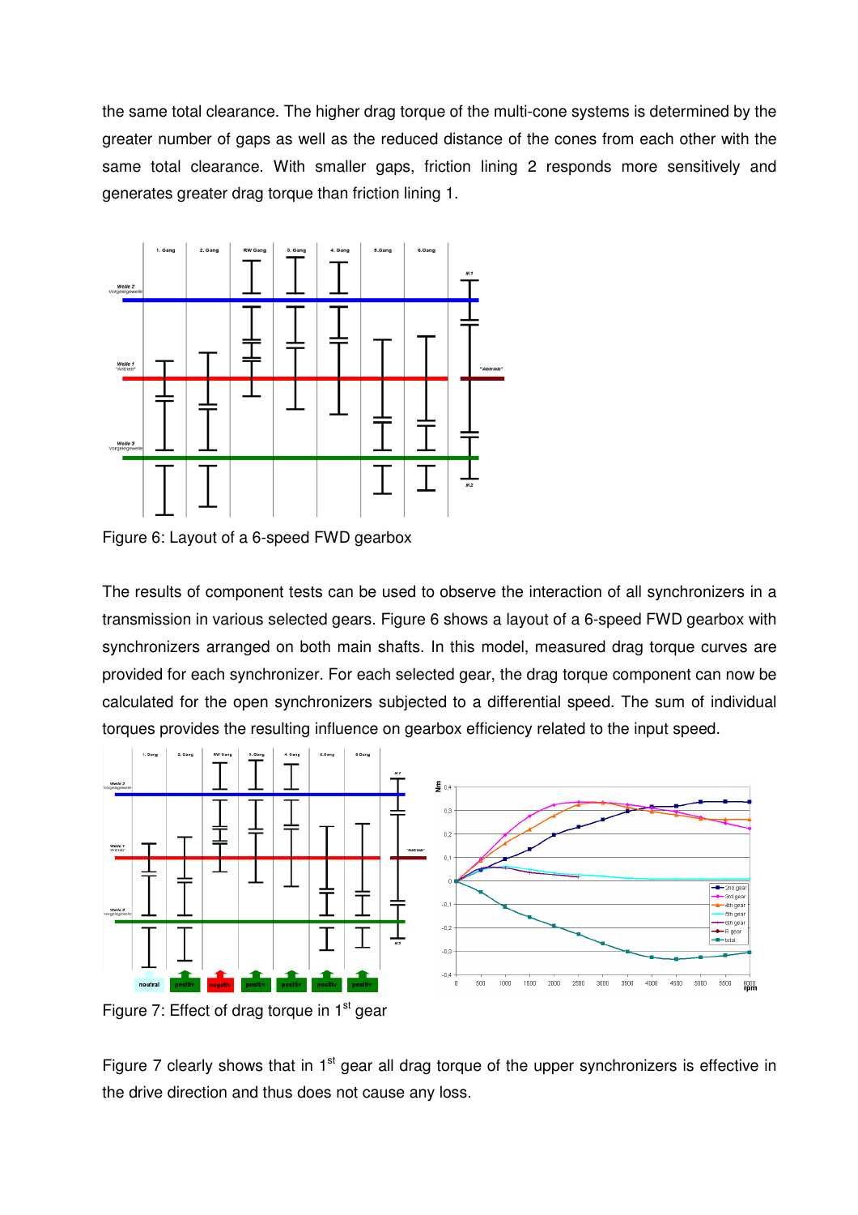the same total clearance. The higher drag torque of the multi-cone systems is determined by the greater number of gaps as well as the reduced distance of the cones from each other with the same total clearance. With smaller gaps, friction lining 2 responds more sensitively and generates greater drag torque than friction lining 1.

Figure 6: Layout of a 6-speed FWD gearbox

The results of component tests can be used to observe the interaction of all synchronizers in a transmission in various selected gears. Figure 6 shows a layout of a 6-speed FWD gearbox with synchronizers arranged on both main shafts. In this model, measured drag torque curves are provided for each synchronizer. For each selected gear, the drag torque component can now be calculated for the open synchronizers subjected to a differential speed. The sum of individual torques provides the resulting influence on gearbox efficiency related to the input speed.

Figure 7: Effect of drag torque in 1$^{st}$ gear

Figure 7 clearly shows that in 1$^{st}$ gear all drag torque of the upper synchronizers is effective in the drive direction and thus does not cause any loss.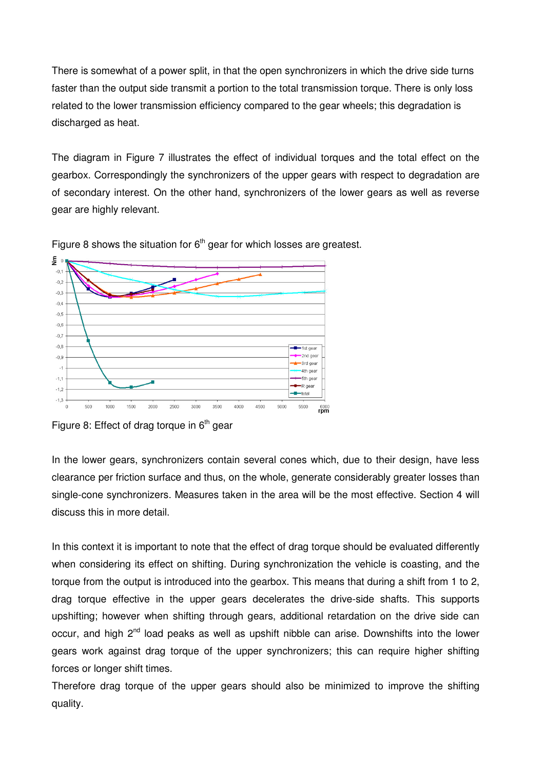There is somewhat of a power split, in that the open synchronizers in which the drive side turns faster than the output side transmit a portion to the total transmission torque. There is only loss related to the lower transmission efficiency compared to the gear wheels; this degradation is discharged as heat.

The diagram in Figure 7 illustrates the effect of individual torques and the total effect on the gearbox. Correspondingly the synchronizers of the upper gears with respect to degradation are of secondary interest. On the other hand, synchronizers of the lower gears as well as reverse gear are highly relevant.

Figure 8 shows the situation for 6[th] gear for which losses are greatest.

Figure 8: Effect of drag torque in 6[th] gear

In the lower gears, synchronizers contain several cones which, due to their design, have less clearance per friction surface and thus, on the whole, generate considerably greater losses than single-cone synchronizers. Measures taken in the area will be the most effective. Section 4 will discuss this in more detail.

In this context it is important to note that the effect of drag torque should be evaluated differently when considering its effect on shifting. During synchronization the vehicle is coasting, and the torque from the output is introduced into the gearbox. This means that during a shift from 1 to 2, drag torque effective in the upper gears decelerates the drive-side shafts. This supports upshifting; however when shifting through gears, additional retardation on the drive side can occur, and high 2[nd] load peaks as well as upshift nibble can arise. Downshifts into the lower gears work against drag torque of the upper synchronizers; this can require higher shifting forces or longer shift times.

Therefore drag torque of the upper gears should also be minimized to improve the shifting quality.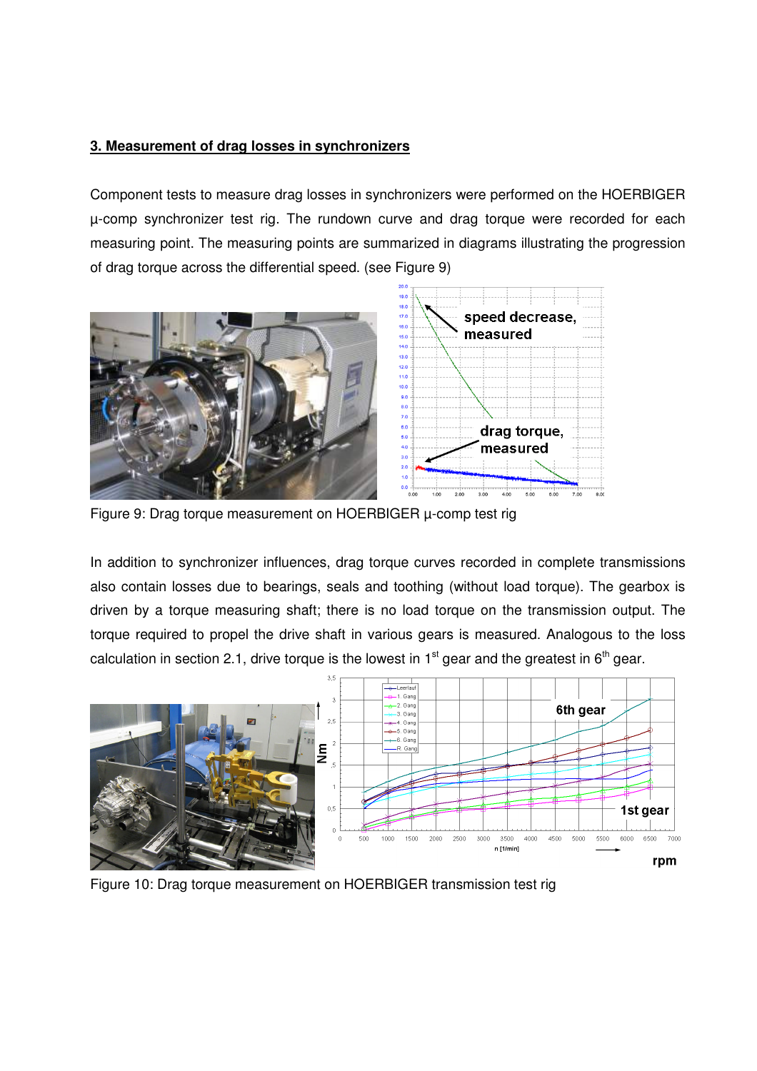## 3. Measurement of drag losses in synchronizers

Component tests to measure drag losses in synchronizers were performed on the HOERBIGER µ-comp synchronizer test rig. The rundown curve and drag torque were recorded for each measuring point. The measuring points are summarized in diagrams illustrating the progression of drag torque across the differential speed. (see Figure 9)

Figure 9: Drag torque measurement on HOERBIGER µ-comp test rig

In addition to synchronizer influences, drag torque curves recorded in complete transmissions also contain losses due to bearings, seals and toothing (without load torque). The gearbox is driven by a torque measuring shaft; there is no load torque on the transmission output. The torque required to propel the drive shaft in various gears is measured. Analogous to the loss calculation in section 2.1, drive torque is the lowest in 1st gear and the greatest in 6th gear.

Figure 10: Drag torque measurement on HOERBIGER transmission test rig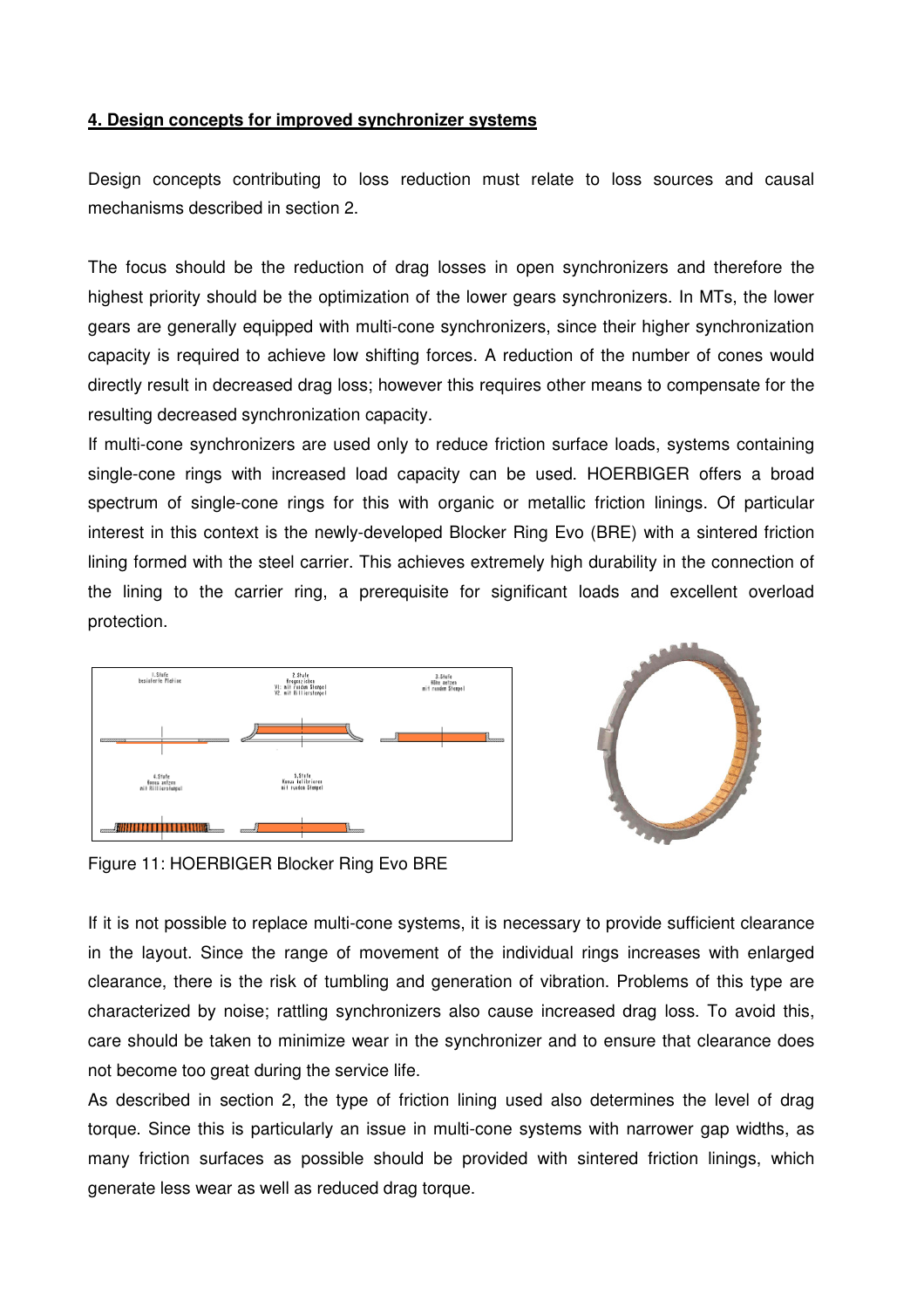**4. Design concepts for improved synchronizer systems**

Design concepts contributing to loss reduction must relate to loss sources and causal mechanisms described in section 2.

The focus should be the reduction of drag losses in open synchronizers and therefore the highest priority should be the optimization of the lower gears synchronizers. In MTs, the lower gears are generally equipped with multi-cone synchronizers, since their higher synchronization capacity is required to achieve low shifting forces. A reduction of the number of cones would directly result in decreased drag loss; however this requires other means to compensate for the resulting decreased synchronization capacity.

If multi-cone synchronizers are used only to reduce friction surface loads, systems containing single-cone rings with increased load capacity can be used. HOERBIGER offers a broad spectrum of single-cone rings for this with organic or metallic friction linings. Of particular interest in this context is the newly-developed Blocker Ring Evo (BRE) with a sintered friction lining formed with the steel carrier. This achieves extremely high durability in the connection of the lining to the carrier ring, a prerequisite for significant loads and excellent overload protection.

Figure 11: HOERBIGER Blocker Ring Evo BRE

If it is not possible to replace multi-cone systems, it is necessary to provide sufficient clearance in the layout. Since the range of movement of the individual rings increases with enlarged clearance, there is the risk of tumbling and generation of vibration. Problems of this type are characterized by noise; rattling synchronizers also cause increased drag loss. To avoid this, care should be taken to minimize wear in the synchronizer and to ensure that clearance does not become too great during the service life.

As described in section 2, the type of friction lining used also determines the level of drag torque. Since this is particularly an issue in multi-cone systems with narrower gap widths, as many friction surfaces as possible should be provided with sintered friction linings, which generate less wear as well as reduced drag torque.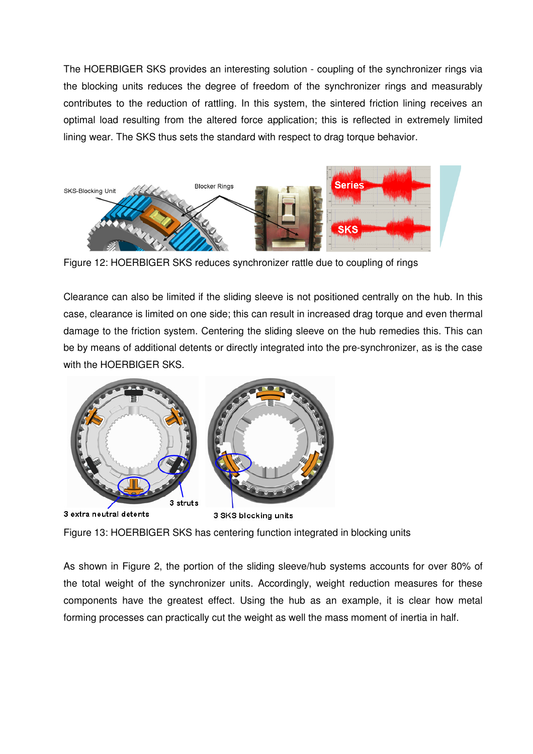The HOERBIGER SKS provides an interesting solution - coupling of the synchronizer rings via the blocking units reduces the degree of freedom of the synchronizer rings and measurably contributes to the reduction of rattling. In this system, the sintered friction lining receives an optimal load resulting from the altered force application; this is reflected in extremely limited lining wear. The SKS thus sets the standard with respect to drag torque behavior.

Figure 12: HOERBIGER SKS reduces synchronizer rattle due to coupling of rings

Clearance can also be limited if the sliding sleeve is not positioned centrally on the hub. In this case, clearance is limited on one side; this can result in increased drag torque and even thermal damage to the friction system. Centering the sliding sleeve on the hub remedies this. This can be by means of additional detents or directly integrated into the pre-synchronizer, as is the case with the HOERBIGER SKS.

Figure 13: HOERBIGER SKS has centering function integrated in blocking units

As shown in Figure 2, the portion of the sliding sleeve/hub systems accounts for over 80% of the total weight of the synchronizer units. Accordingly, weight reduction measures for these components have the greatest effect. Using the hub as an example, it is clear how metal forming processes can practically cut the weight as well the mass moment of inertia in half.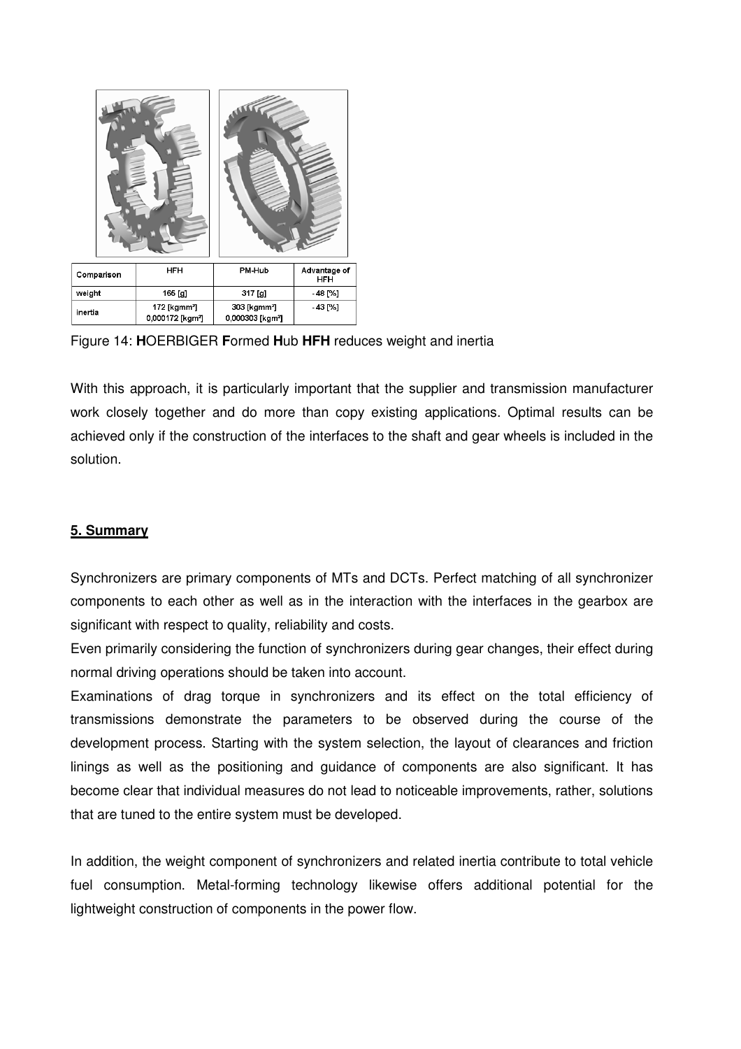| Comparison | HFH | PM-Hub | Advantage of HFH |
| --- | --- | --- | --- |
| weight | 165 [g] | 317 [g] | - 48 [%] |
| inertia | 172 [kgmm²] 0,000172 [kgm²] | 303 [kgmm²] 0,000303 [kgm²] | - 43 [%] |

Figure 14: **H**OERBIGER **F**ormed **H**ub **HFH** reduces weight and inertia

With this approach, it is particularly important that the supplier and transmission manufacturer work closely together and do more than copy existing applications. Optimal results can be achieved only if the construction of the interfaces to the shaft and gear wheels is included in the solution.

## **5. Summary**

Synchronizers are primary components of MTs and DCTs. Perfect matching of all synchronizer components to each other as well as in the interaction with the interfaces in the gearbox are significant with respect to quality, reliability and costs.

Even primarily considering the function of synchronizers during gear changes, their effect during normal driving operations should be taken into account.

Examinations of drag torque in synchronizers and its effect on the total efficiency of transmissions demonstrate the parameters to be observed during the course of the development process. Starting with the system selection, the layout of clearances and friction linings as well as the positioning and guidance of components are also significant. It has become clear that individual measures do not lead to noticeable improvements, rather, solutions that are tuned to the entire system must be developed.

In addition, the weight component of synchronizers and related inertia contribute to total vehicle fuel consumption. Metal-forming technology likewise offers additional potential for the lightweight construction of components in the power flow.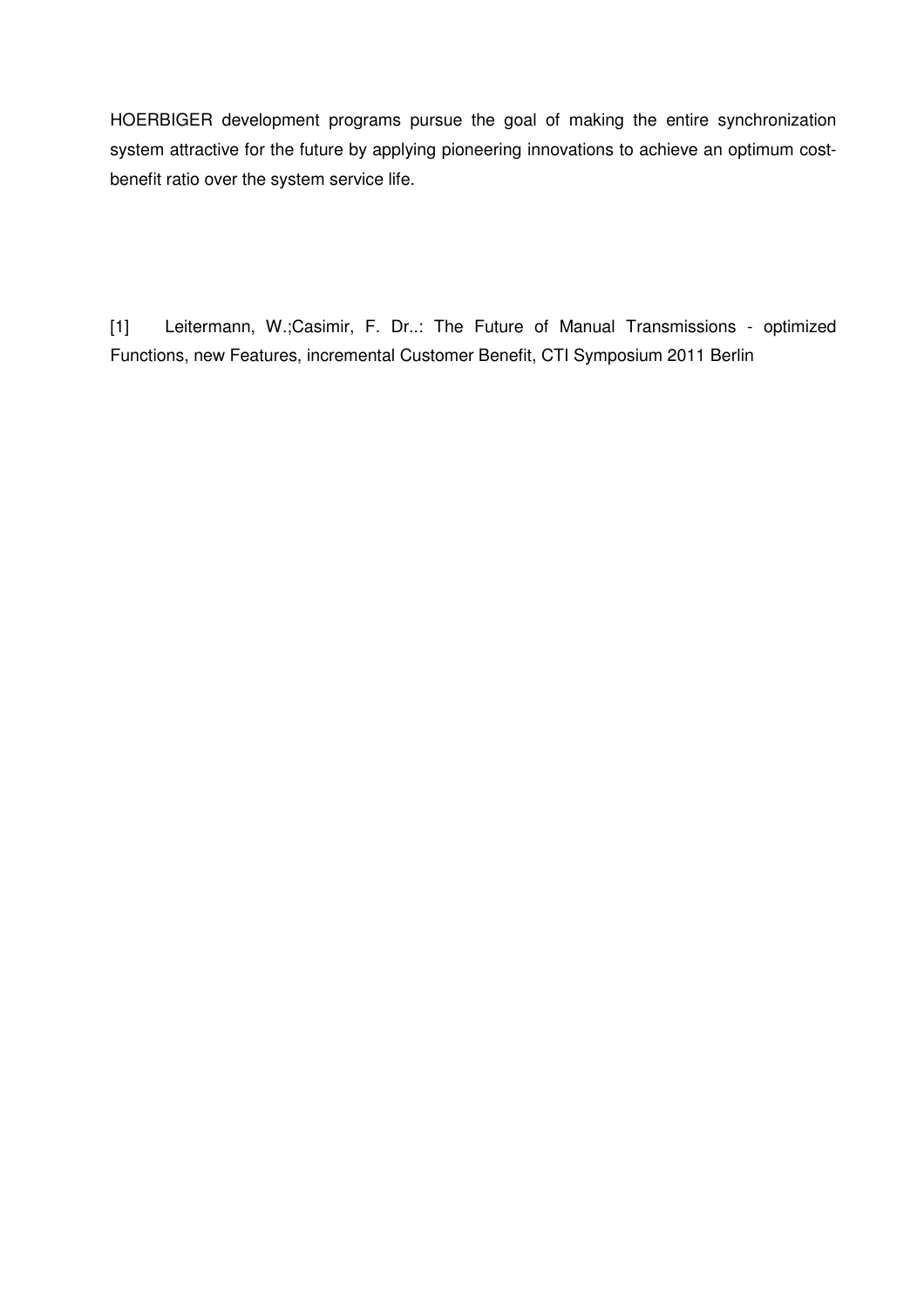HOERBIGER development programs pursue the goal of making the entire synchronization system attractive for the future by applying pioneering innovations to achieve an optimum cost-benefit ratio over the system service life.

[1] Leitermann, W.;Casimir, F. Dr..: The Future of Manual Transmissions - optimized Functions, new Features, incremental Customer Benefit, CTI Symposium 2011 Berlin